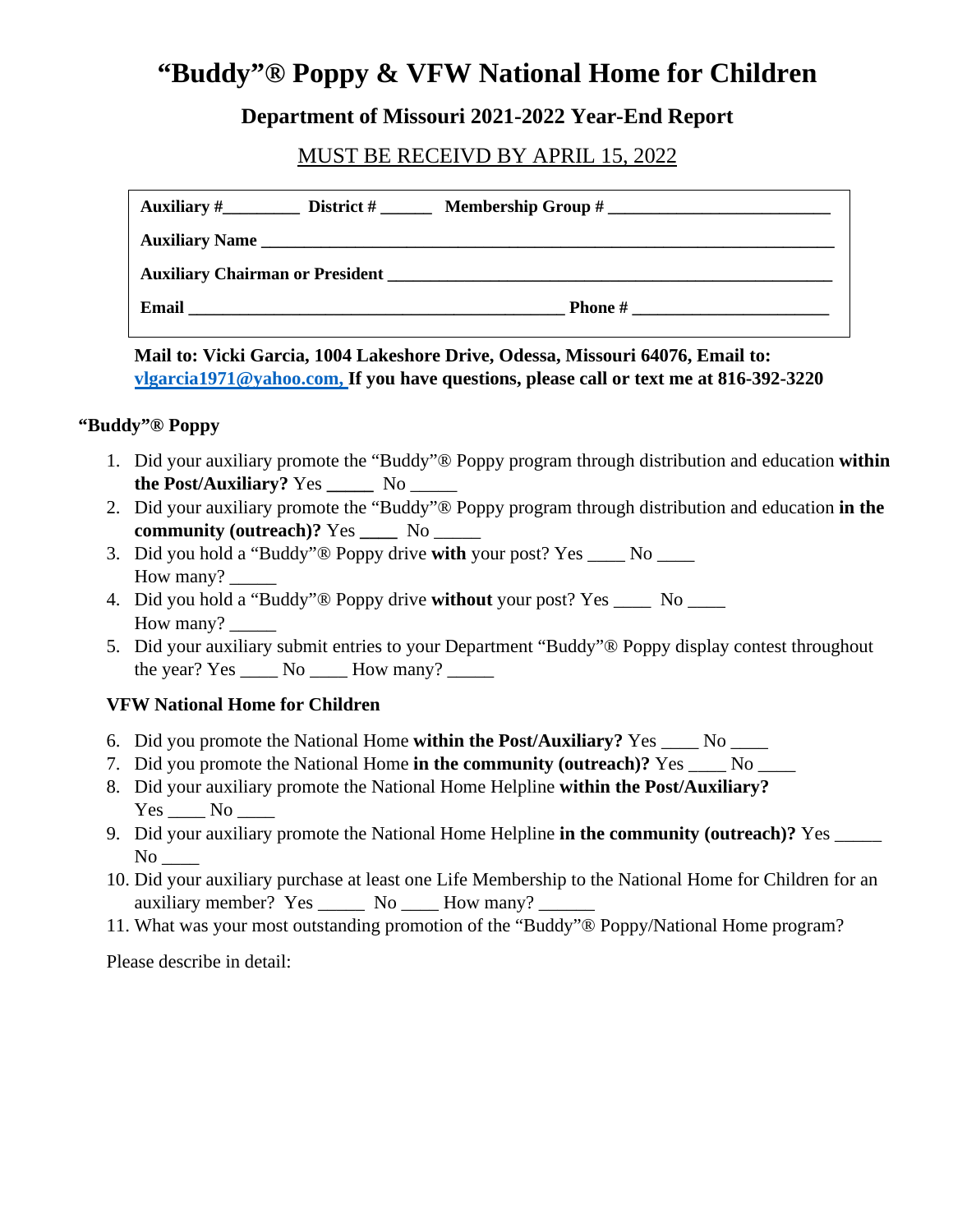# "Buddy"® Poppy & VFW National Home for Children

## Department of Missouri 2021-2022 Year-End Report

MUST BE RECEIVD BY APRIL 15, 2022

**Auxiliary #_________ District # ______ Membership Group # ___________________________**

**Auxiliary Name ______________________________________________________________________**

**Auxiliary Chairman or President ______________________________________________________**

**Email _____________________________________________ Phone # ________________________**

**Mail to: Vicki Garcia, 1004 Lakeshore Drive, Odessa, Missouri 64076, Email to: vlgarcia1971@yahoo.com, If you have questions, please call or text me at 816-392-3220**

**"Buddy"® Poppy**

1. Did your auxiliary promote the "Buddy"® Poppy program through distribution and education **within the Post/Auxiliary?** Yes _____ No _____
2. Did your auxiliary promote the "Buddy"® Poppy program through distribution and education **in the community (outreach)?** Yes ____ No _____
3. Did you hold a "Buddy"® Poppy drive **with** your post? Yes ____ No ____
   How many? _____
4. Did you hold a "Buddy"® Poppy drive **without** your post? Yes ____ No ____
   How many? _____
5. Did your auxiliary submit entries to your Department "Buddy"® Poppy display contest throughout the year? Yes ____ No ____ How many? _____

**VFW National Home for Children**

6. Did you promote the National Home **within the Post/Auxiliary?** Yes ____ No ____
7. Did you promote the National Home **in the community (outreach)?** Yes ____ No ____
8. Did your auxiliary promote the National Home Helpline **within the Post/Auxiliary?** Yes ____ No ____
9. Did your auxiliary promote the National Home Helpline **in the community (outreach)?** Yes _____ No ____
10. Did your auxiliary purchase at least one Life Membership to the National Home for Children for an auxiliary member? Yes _____ No ____ How many? ______
11. What was your most outstanding promotion of the "Buddy"® Poppy/National Home program?

Please describe in detail: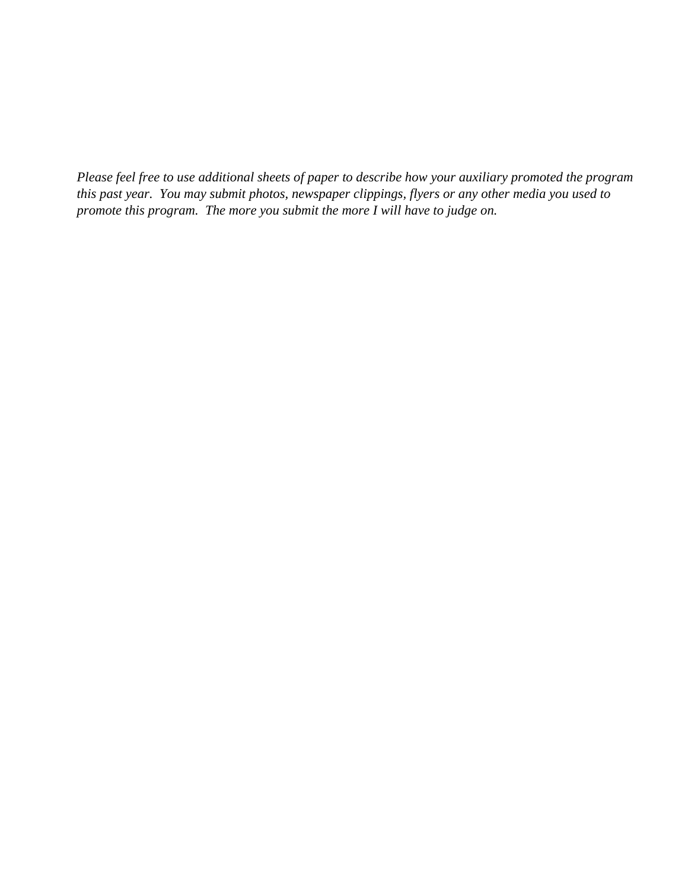*Please feel free to use additional sheets of paper to describe how your auxiliary promoted the program this past year. You may submit photos, newspaper clippings, flyers or any other media you used to promote this program. The more you submit the more I will have to judge on.*